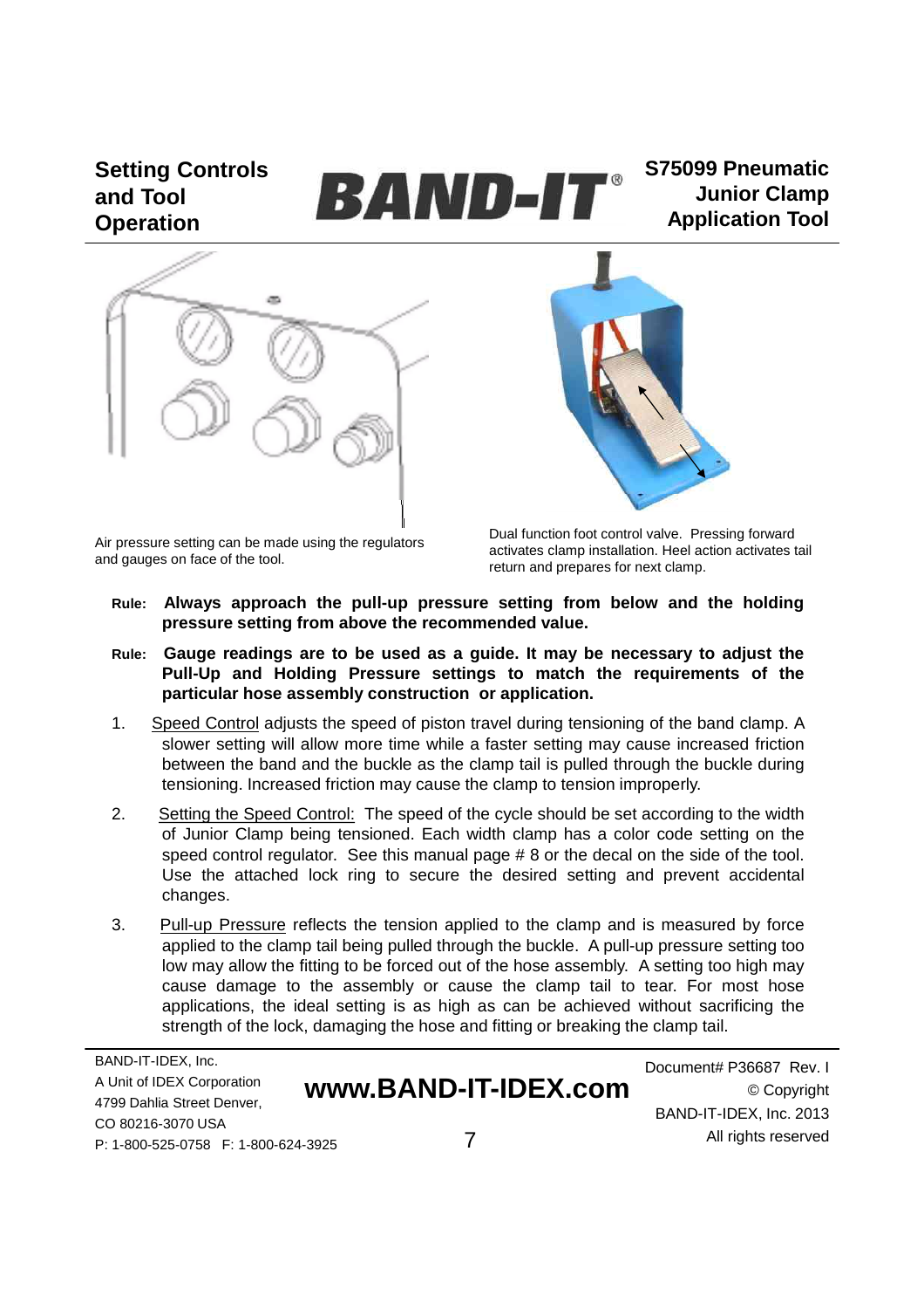## Setting Controls and Tool Operation

## S75099 Pneumatic Junior Clamp Application Tool

Air pressure setting can be made using the regulators and gauges on face of the tool.

Dual function foot control valve. Pressing forward activates clamp installation. Heel action activates tail return and prepares for next clamp.

**Rule: Always approach the pull-up pressure setting from below and the holding pressure setting from above the recommended value.**

**Rule: Gauge readings are to be used as a guide. It may be necessary to adjust the Pull-Up and Holding Pressure settings to match the requirements of the particular hose assembly construction or application.**

1. Speed Control adjusts the speed of piston travel during tensioning of the band clamp. A slower setting will allow more time while a faster setting may cause increased friction between the band and the buckle as the clamp tail is pulled through the buckle during tensioning. Increased friction may cause the clamp to tension improperly.

2. Setting the Speed Control: The speed of the cycle should be set according to the width of Junior Clamp being tensioned. Each width clamp has a color code setting on the speed control regulator. See this manual page # 8 or the decal on the side of the tool. Use the attached lock ring to secure the desired setting and prevent accidental changes.

3. Pull-up Pressure reflects the tension applied to the clamp and is measured by force applied to the clamp tail being pulled through the buckle. A pull-up pressure setting too low may allow the fitting to be forced out of the hose assembly. A setting too high may cause damage to the assembly or cause the clamp tail to tear. For most hose applications, the ideal setting is as high as can be achieved without sacrificing the strength of the lock, damaging the hose and fitting or breaking the clamp tail.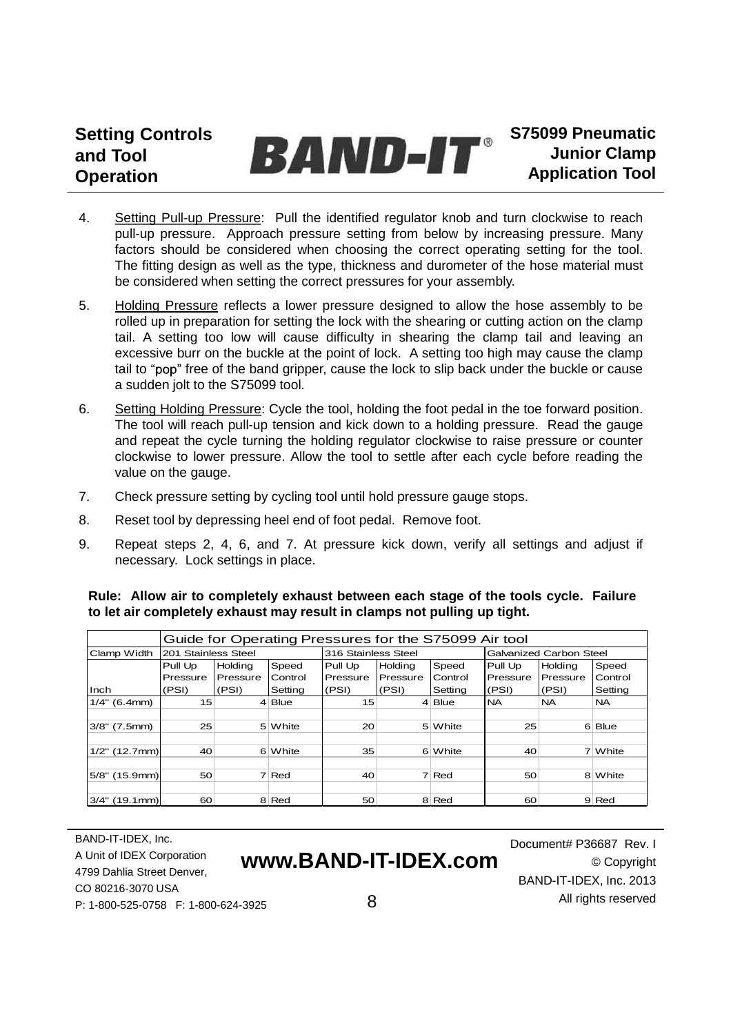4. Setting Pull-up Pressure: Pull the identified regulator knob and turn clockwise to reach pull-up pressure. Approach pressure setting from below by increasing pressure. Many factors should be considered when choosing the correct operating setting for the tool. The fitting design as well as the type, thickness and durometer of the hose material must be considered when setting the correct pressures for your assembly.

5. Holding Pressure reflects a lower pressure designed to allow the hose assembly to be rolled up in preparation for setting the lock with the shearing or cutting action on the clamp tail. A setting too low will cause difficulty in shearing the clamp tail and leaving an excessive burr on the buckle at the point of lock. A setting too high may cause the clamp tail to "pop" free of the band gripper, cause the lock to slip back under the buckle or cause a sudden jolt to the S75099 tool.

6. Setting Holding Pressure: Cycle the tool, holding the foot pedal in the toe forward position. The tool will reach pull-up tension and kick down to a holding pressure. Read the gauge and repeat the cycle turning the holding regulator clockwise to raise pressure or counter clockwise to lower pressure. Allow the tool to settle after each cycle before reading the value on the gauge.

7. Check pressure setting by cycling tool until hold pressure gauge stops.

8. Reset tool by depressing heel end of foot pedal. Remove foot.

9. Repeat steps 2, 4, 6, and 7. At pressure kick down, verify all settings and adjust if necessary. Lock settings in place.

**Rule: Allow air to completely exhaust between each stage of the tools cycle. Failure to let air completely exhaust may result in clamps not pulling up tight.**

| | Guide for Operating Pressures for the S75099 Air tool | | | | | | | | |
|---|---|---|---|---|---|---|---|---|---|
| Clamp Width | 201 Stainless Steel | | | 316 Stainless Steel | | | Galvanized Carbon Steel | | |
| Inch | Pull Up Pressure (PSI) | Holding Pressure (PSI) | Speed Control Setting | Pull Up Pressure (PSI) | Holding Pressure (PSI) | Speed Control Setting | Pull Up Pressure (PSI) | Holding Pressure (PSI) | Speed Control Setting |
| 1/4" (6.4mm) | 15 | 4 | Blue | 15 | 4 | Blue | NA | NA | NA |
| 3/8" (7.5mm) | 25 | 5 | White | 20 | 5 | White | 25 | 6 | Blue |
| 1/2" (12.7mm) | 40 | 6 | White | 35 | 6 | White | 40 | 7 | White |
| 5/8" (15.9mm) | 50 | 7 | Red | 40 | 7 | Red | 50 | 8 | White |
| 3/4" (19.1mm) | 60 | 8 | Red | 50 | 8 | Red | 60 | 9 | Red |